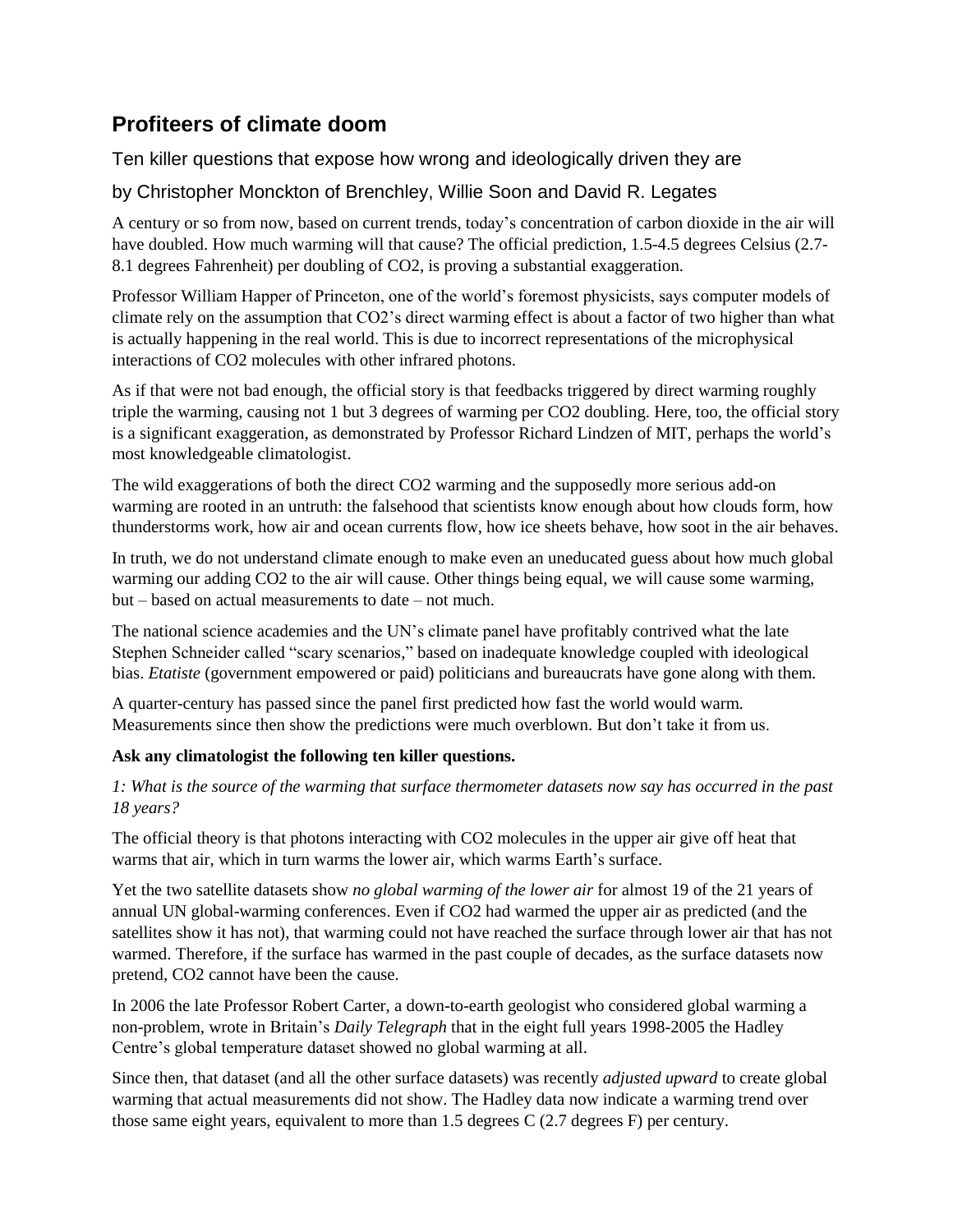# Profiteers of climate doom

Ten killer questions that expose how wrong and ideologically driven they are

by Christopher Monckton of Brenchley, Willie Soon and David R. Legates

A century or so from now, based on current trends, today's concentration of carbon dioxide in the air will have doubled. How much warming will that cause? The official prediction, 1.5-4.5 degrees Celsius (2.7-8.1 degrees Fahrenheit) per doubling of $CO_2$, is proving a substantial exaggeration.

Professor William Happer of Princeton, one of the world's foremost physicists, says computer models of climate rely on the assumption that $CO_2$'s direct warming effect is about a factor of two higher than what is actually happening in the real world. This is due to incorrect representations of the microphysical interactions of $CO_2$ molecules with other infrared photons.

As if that were not bad enough, the official story is that feedbacks triggered by direct warming roughly triple the warming, causing not 1 but 3 degrees of warming per $CO_2$ doubling. Here, too, the official story is a significant exaggeration, as demonstrated by Professor Richard Lindzen of MIT, perhaps the world's most knowledgeable climatologist.

The wild exaggerations of both the direct $CO_2$ warming and the supposedly more serious add-on warming are rooted in an untruth: the falsehood that scientists know enough about how clouds form, how thunderstorms work, how air and ocean currents flow, how ice sheets behave, how soot in the air behaves.

In truth, we do not understand climate enough to make even an uneducated guess about how much global warming our adding $CO_2$ to the air will cause. Other things being equal, we will cause some warming, but – based on actual measurements to date – not much.

The national science academies and the UN's climate panel have profitably contrived what the late Stephen Schneider called "scary scenarios," based on inadequate knowledge coupled with ideological bias. *Etatiste* (government empowered or paid) politicians and bureaucrats have gone along with them.

A quarter-century has passed since the panel first predicted how fast the world would warm. Measurements since then show the predictions were much overblown. But don't take it from us.

**Ask any climatologist the following ten killer questions.**

*1: What is the source of the warming that surface thermometer datasets now say has occurred in the past 18 years?*

The official theory is that photons interacting with $CO_2$ molecules in the upper air give off heat that warms that air, which in turn warms the lower air, which warms Earth's surface.

Yet the two satellite datasets show *no global warming of the lower air* for almost 19 of the 21 years of annual UN global-warming conferences. Even if $CO_2$ had warmed the upper air as predicted (and the satellites show it has not), that warming could not have reached the surface through lower air that has not warmed. Therefore, if the surface has warmed in the past couple of decades, as the surface datasets now pretend, $CO_2$ cannot have been the cause.

In 2006 the late Professor Robert Carter, a down-to-earth geologist who considered global warming a non-problem, wrote in Britain's *Daily Telegraph* that in the eight full years 1998-2005 the Hadley Centre's global temperature dataset showed no global warming at all.

Since then, that dataset (and all the other surface datasets) was recently *adjusted upward* to create global warming that actual measurements did not show. The Hadley data now indicate a warming trend over those same eight years, equivalent to more than 1.5 degrees C (2.7 degrees F) per century.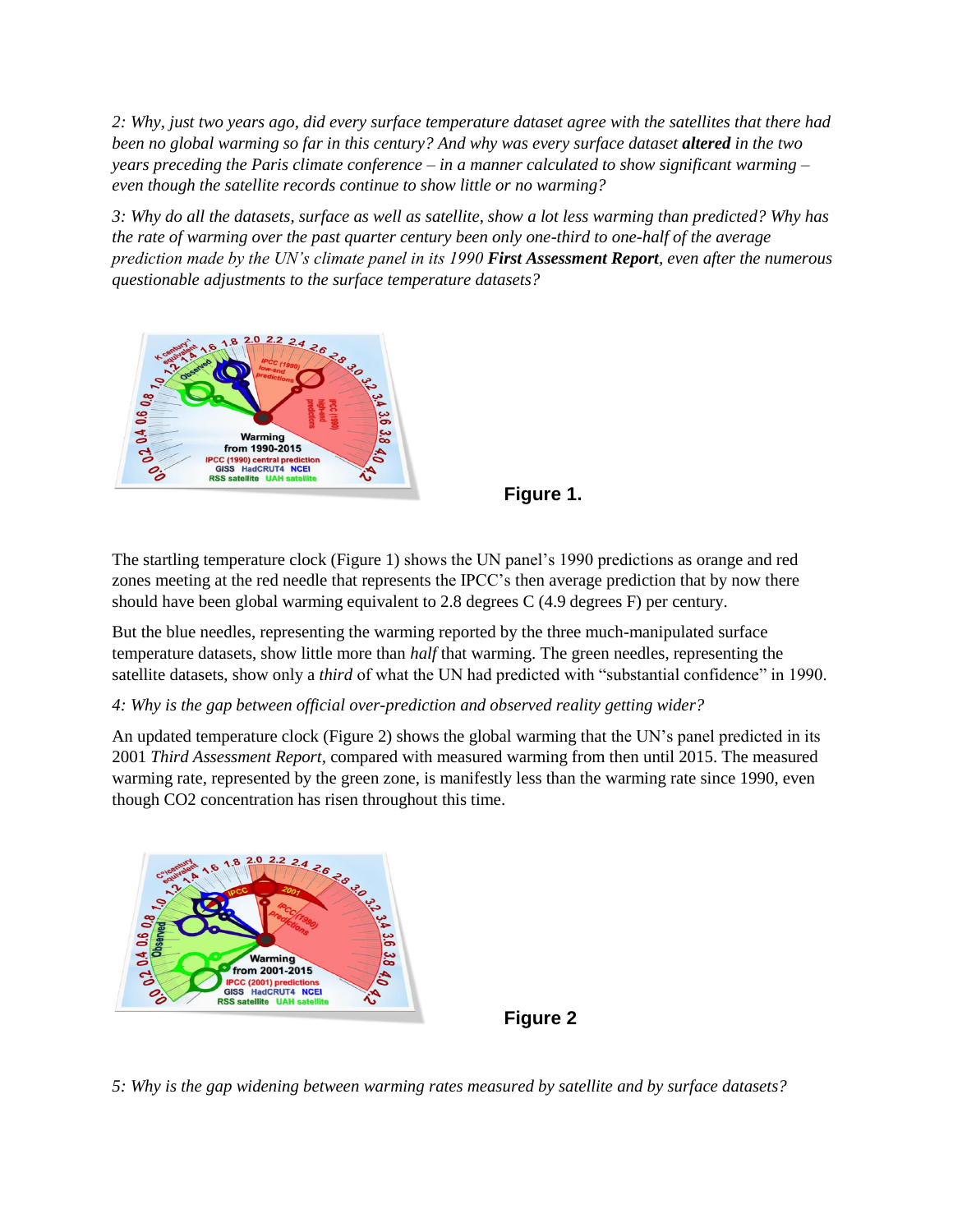*2: Why, just two years ago, did every surface temperature dataset agree with the satellites that there had been no global warming so far in this century? And why was every surface dataset **altered** in the two years preceding the Paris climate conference – in a manner calculated to show significant warming – even though the satellite records continue to show little or no warming?*

*3: Why do all the datasets, surface as well as satellite, show a lot less warming than predicted? Why has the rate of warming over the past quarter century been only one-third to one-half of the average prediction made by the UN's climate panel in its 1990 **First Assessment Report**, even after the numerous questionable adjustments to the surface temperature datasets?*

**Figure 1.**

The startling temperature clock (Figure 1) shows the UN panel's 1990 predictions as orange and red zones meeting at the red needle that represents the IPCC's then average prediction that by now there should have been global warming equivalent to 2.8 degrees C (4.9 degrees F) per century.

But the blue needles, representing the warming reported by the three much-manipulated surface temperature datasets, show little more than *half* that warming. The green needles, representing the satellite datasets, show only a *third* of what the UN had predicted with "substantial confidence" in 1990.

*4: Why is the gap between official over-prediction and observed reality getting wider?*

An updated temperature clock (Figure 2) shows the global warming that the UN's panel predicted in its 2001 *Third Assessment Report*, compared with measured warming from then until 2015. The measured warming rate, represented by the green zone, is manifestly less than the warming rate since 1990, even though $CO_2$ concentration has risen throughout this time.

**Figure 2**

*5: Why is the gap widening between warming rates measured by satellite and by surface datasets?*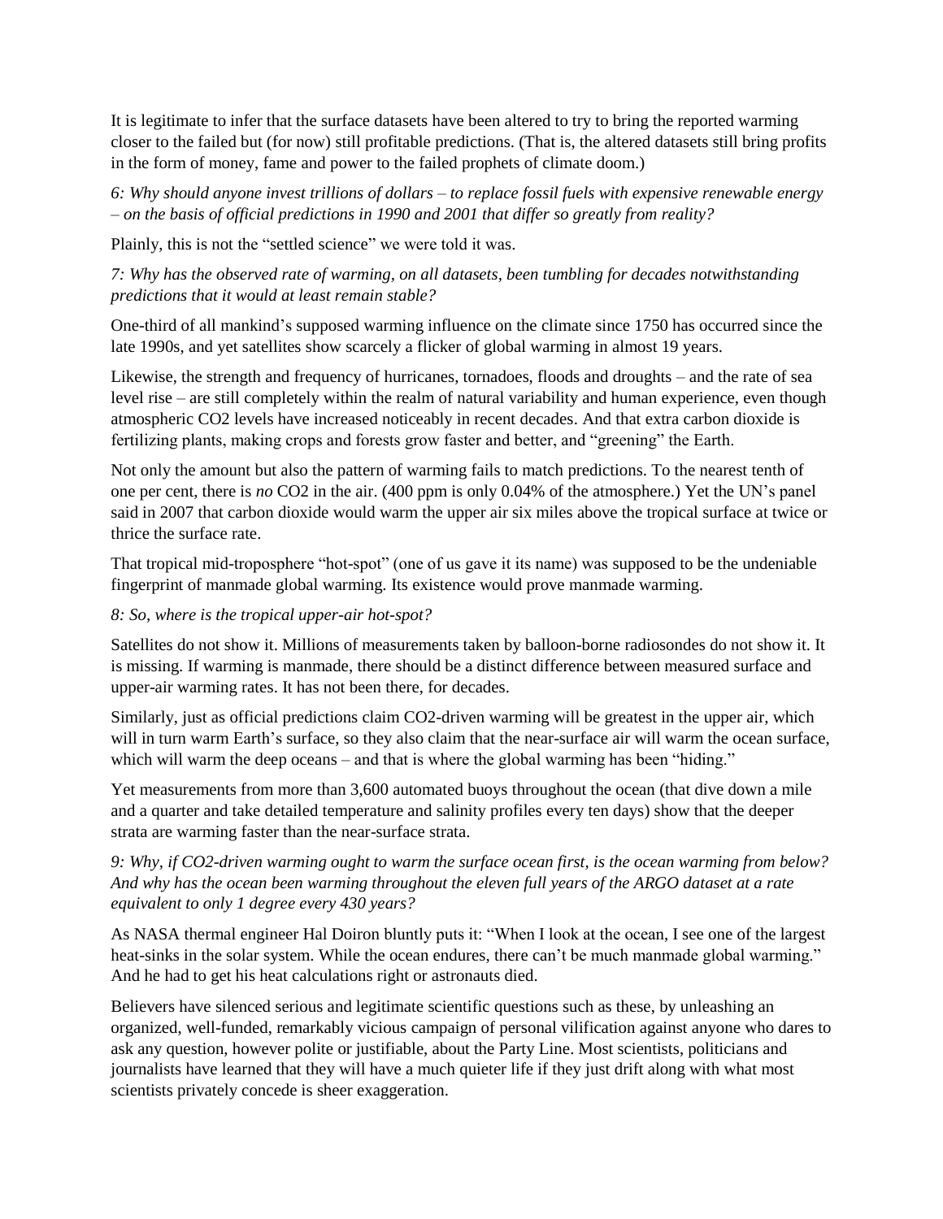It is legitimate to infer that the surface datasets have been altered to try to bring the reported warming closer to the failed but (for now) still profitable predictions. (That is, the altered datasets still bring profits in the form of money, fame and power to the failed prophets of climate doom.)

*6: Why should anyone invest trillions of dollars – to replace fossil fuels with expensive renewable energy – on the basis of official predictions in 1990 and 2001 that differ so greatly from reality?*

Plainly, this is not the "settled science" we were told it was.

*7: Why has the observed rate of warming, on all datasets, been tumbling for decades notwithstanding predictions that it would at least remain stable?*

One-third of all mankind's supposed warming influence on the climate since 1750 has occurred since the late 1990s, and yet satellites show scarcely a flicker of global warming in almost 19 years.

Likewise, the strength and frequency of hurricanes, tornadoes, floods and droughts – and the rate of sea level rise – are still completely within the realm of natural variability and human experience, even though atmospheric $CO_2$ levels have increased noticeably in recent decades. And that extra carbon dioxide is fertilizing plants, making crops and forests grow faster and better, and "greening" the Earth.

Not only the amount but also the pattern of warming fails to match predictions. To the nearest tenth of one per cent, there is *no* $CO_2$ in the air. (400 ppm is only 0.04% of the atmosphere.) Yet the UN's panel said in 2007 that carbon dioxide would warm the upper air six miles above the tropical surface at twice or thrice the surface rate.

That tropical mid-troposphere "hot-spot" (one of us gave it its name) was supposed to be the undeniable fingerprint of manmade global warming. Its existence would prove manmade warming.

*8: So, where is the tropical upper-air hot-spot?*

Satellites do not show it. Millions of measurements taken by balloon-borne radiosondes do not show it. It is missing. If warming is manmade, there should be a distinct difference between measured surface and upper-air warming rates. It has not been there, for decades.

Similarly, just as official predictions claim $CO_2$-driven warming will be greatest in the upper air, which will in turn warm Earth's surface, so they also claim that the near-surface air will warm the ocean surface, which will warm the deep oceans – and that is where the global warming has been "hiding."

Yet measurements from more than 3,600 automated buoys throughout the ocean (that dive down a mile and a quarter and take detailed temperature and salinity profiles every ten days) show that the deeper strata are warming faster than the near-surface strata.

*9: Why, if $CO_2$-driven warming ought to warm the surface ocean first, is the ocean warming from below? And why has the ocean been warming throughout the eleven full years of the ARGO dataset at a rate equivalent to only 1 degree every 430 years?*

As NASA thermal engineer Hal Doiron bluntly puts it: "When I look at the ocean, I see one of the largest heat-sinks in the solar system. While the ocean endures, there can't be much manmade global warming." And he had to get his heat calculations right or astronauts died.

Believers have silenced serious and legitimate scientific questions such as these, by unleashing an organized, well-funded, remarkably vicious campaign of personal vilification against anyone who dares to ask any question, however polite or justifiable, about the Party Line. Most scientists, politicians and journalists have learned that they will have a much quieter life if they just drift along with what most scientists privately concede is sheer exaggeration.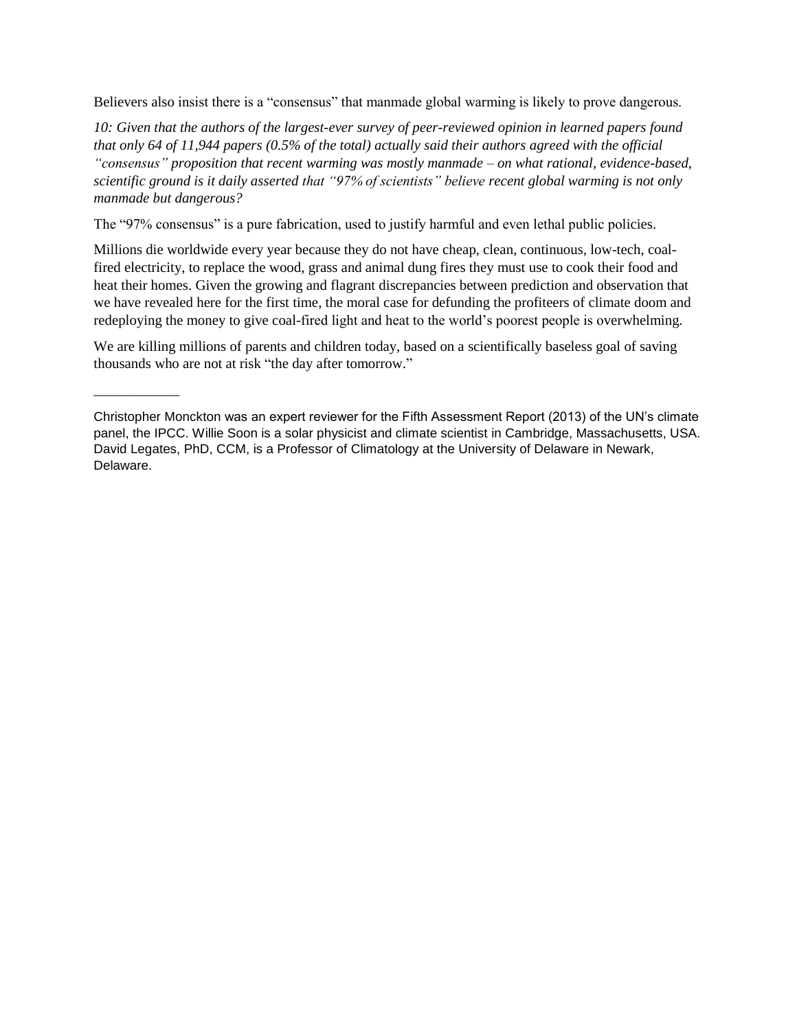Believers also insist there is a "consensus" that manmade global warming is likely to prove dangerous.

*10: Given that the authors of the largest-ever survey of peer-reviewed opinion in learned papers found that only 64 of 11,944 papers (0.5% of the total) actually said their authors agreed with the official "consensus" proposition that recent warming was mostly manmade – on what rational, evidence-based, scientific ground is it daily asserted that "97% of scientists" believe recent global warming is not only manmade but dangerous?*

The "97% consensus" is a pure fabrication, used to justify harmful and even lethal public policies.

Millions die worldwide every year because they do not have cheap, clean, continuous, low-tech, coal-fired electricity, to replace the wood, grass and animal dung fires they must use to cook their food and heat their homes. Given the growing and flagrant discrepancies between prediction and observation that we have revealed here for the first time, the moral case for defunding the profiteers of climate doom and redeploying the money to give coal-fired light and heat to the world's poorest people is overwhelming.

We are killing millions of parents and children today, based on a scientifically baseless goal of saving thousands who are not at risk "the day after tomorrow."

---

Christopher Monckton was an expert reviewer for the Fifth Assessment Report (2013) of the UN's climate panel, the IPCC. Willie Soon is a solar physicist and climate scientist in Cambridge, Massachusetts, USA. David Legates, PhD, CCM, is a Professor of Climatology at the University of Delaware in Newark, Delaware.